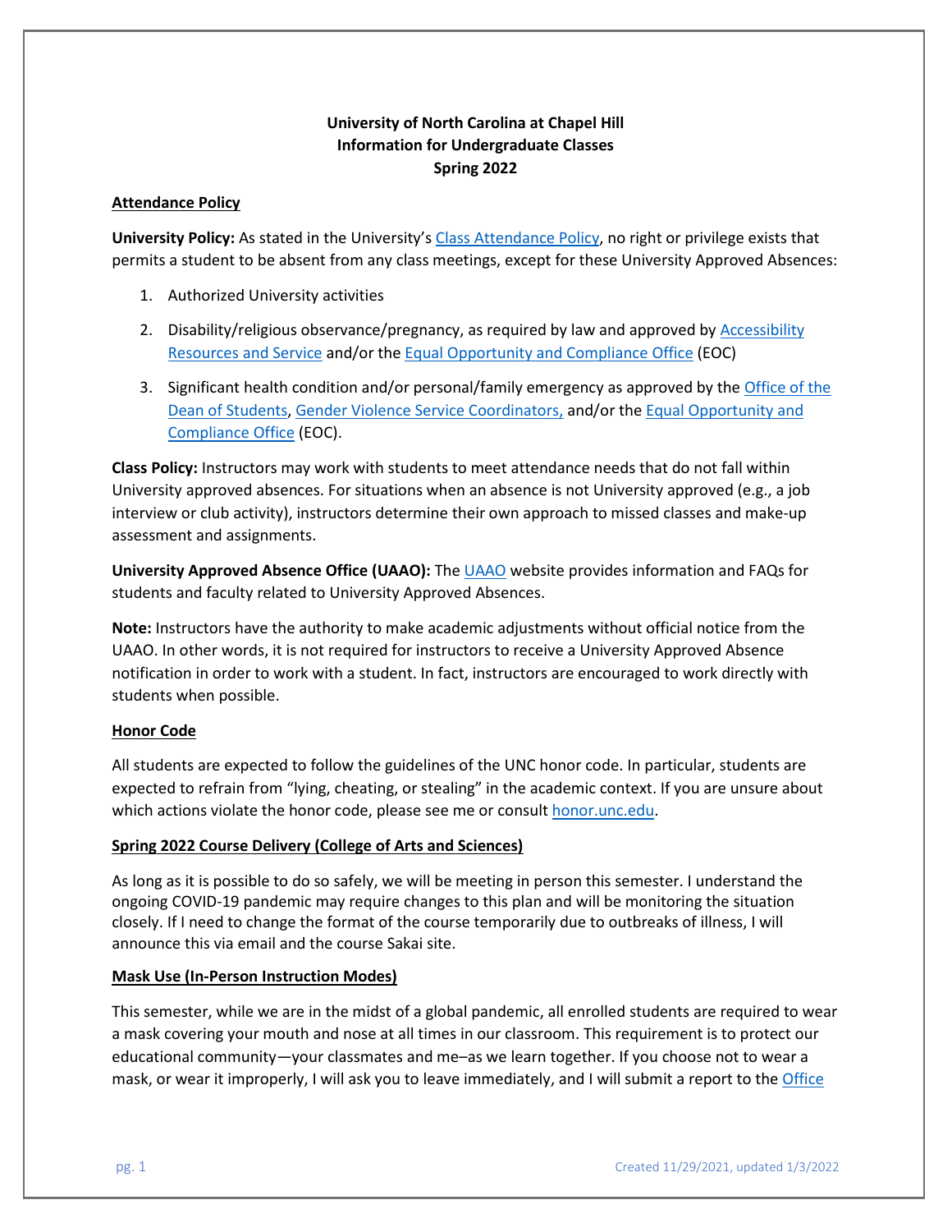**University of North Carolina at Chapel Hill**
**Information for Undergraduate Classes**
**Spring 2022**

## Attendance Policy

**University Policy:** As stated in the University's Class Attendance Policy, no right or privilege exists that permits a student to be absent from any class meetings, except for these University Approved Absences:

1. Authorized University activities
2. Disability/religious observance/pregnancy, as required by law and approved by Accessibility Resources and Service and/or the Equal Opportunity and Compliance Office (EOC)
3. Significant health condition and/or personal/family emergency as approved by the Office of the Dean of Students, Gender Violence Service Coordinators, and/or the Equal Opportunity and Compliance Office (EOC).

**Class Policy:** Instructors may work with students to meet attendance needs that do not fall within University approved absences. For situations when an absence is not University approved (e.g., a job interview or club activity), instructors determine their own approach to missed classes and make-up assessment and assignments.

**University Approved Absence Office (UAAO):** The UAAO website provides information and FAQs for students and faculty related to University Approved Absences.

**Note:** Instructors have the authority to make academic adjustments without official notice from the UAAO. In other words, it is not required for instructors to receive a University Approved Absence notification in order to work with a student. In fact, instructors are encouraged to work directly with students when possible.

## Honor Code

All students are expected to follow the guidelines of the UNC honor code. In particular, students are expected to refrain from "lying, cheating, or stealing" in the academic context. If you are unsure about which actions violate the honor code, please see me or consult honor.unc.edu.

## Spring 2022 Course Delivery (College of Arts and Sciences)

As long as it is possible to do so safely, we will be meeting in person this semester. I understand the ongoing COVID-19 pandemic may require changes to this plan and will be monitoring the situation closely. If I need to change the format of the course temporarily due to outbreaks of illness, I will announce this via email and the course Sakai site.

## Mask Use (In-Person Instruction Modes)

This semester, while we are in the midst of a global pandemic, all enrolled students are required to wear a mask covering your mouth and nose at all times in our classroom. This requirement is to protect our educational community—your classmates and me–as we learn together. If you choose not to wear a mask, or wear it improperly, I will ask you to leave immediately, and I will submit a report to the Office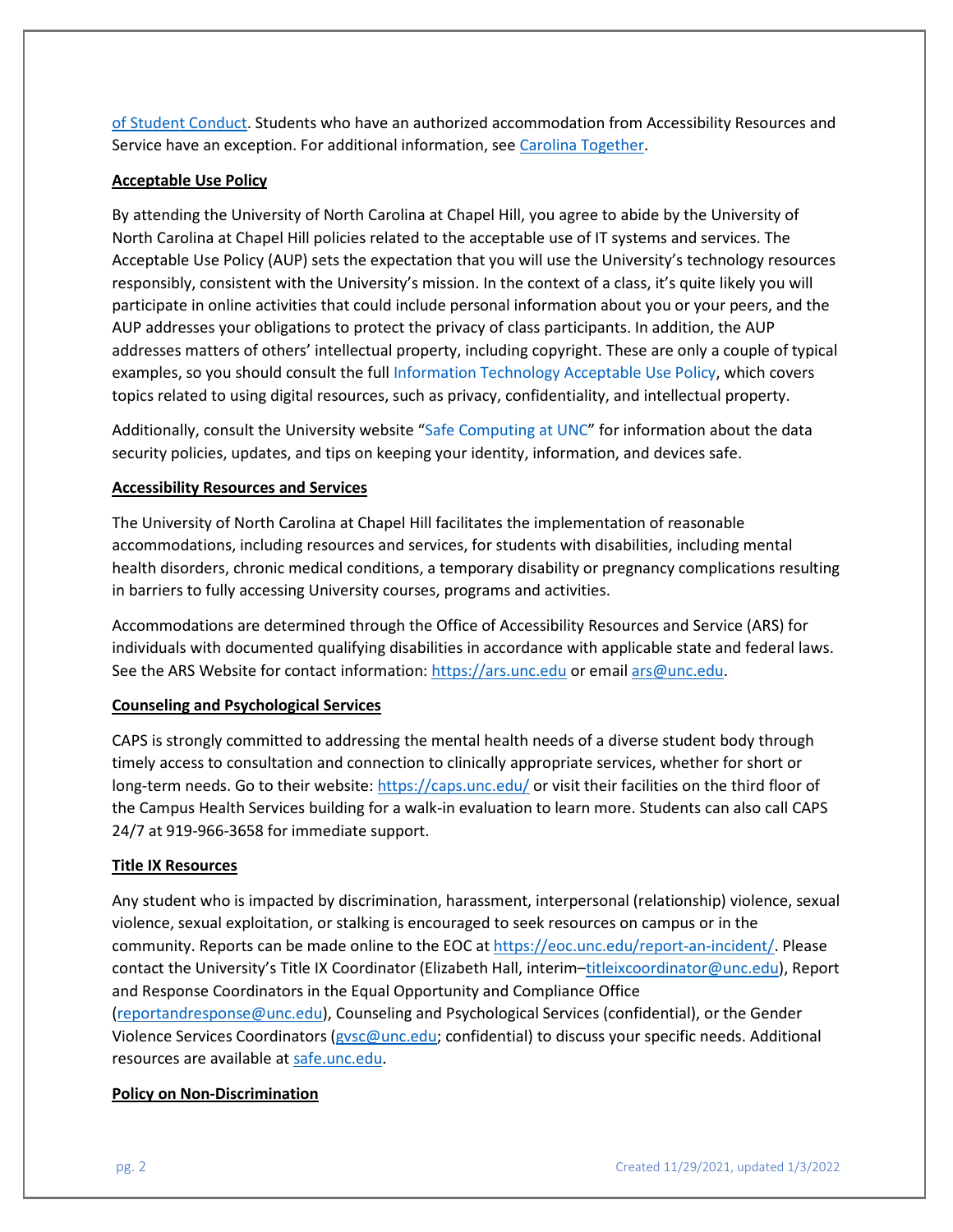of Student Conduct. Students who have an authorized accommodation from Accessibility Resources and Service have an exception. For additional information, see Carolina Together.

**Acceptable Use Policy**

By attending the University of North Carolina at Chapel Hill, you agree to abide by the University of North Carolina at Chapel Hill policies related to the acceptable use of IT systems and services. The Acceptable Use Policy (AUP) sets the expectation that you will use the University's technology resources responsibly, consistent with the University's mission. In the context of a class, it's quite likely you will participate in online activities that could include personal information about you or your peers, and the AUP addresses your obligations to protect the privacy of class participants. In addition, the AUP addresses matters of others' intellectual property, including copyright. These are only a couple of typical examples, so you should consult the full Information Technology Acceptable Use Policy, which covers topics related to using digital resources, such as privacy, confidentiality, and intellectual property.

Additionally, consult the University website "Safe Computing at UNC" for information about the data security policies, updates, and tips on keeping your identity, information, and devices safe.

**Accessibility Resources and Services**

The University of North Carolina at Chapel Hill facilitates the implementation of reasonable accommodations, including resources and services, for students with disabilities, including mental health disorders, chronic medical conditions, a temporary disability or pregnancy complications resulting in barriers to fully accessing University courses, programs and activities.

Accommodations are determined through the Office of Accessibility Resources and Service (ARS) for individuals with documented qualifying disabilities in accordance with applicable state and federal laws. See the ARS Website for contact information: https://ars.unc.edu or email ars@unc.edu.

**Counseling and Psychological Services**

CAPS is strongly committed to addressing the mental health needs of a diverse student body through timely access to consultation and connection to clinically appropriate services, whether for short or long-term needs. Go to their website: https://caps.unc.edu/ or visit their facilities on the third floor of the Campus Health Services building for a walk-in evaluation to learn more. Students can also call CAPS 24/7 at 919-966-3658 for immediate support.

**Title IX Resources**

Any student who is impacted by discrimination, harassment, interpersonal (relationship) violence, sexual violence, sexual exploitation, or stalking is encouraged to seek resources on campus or in the community. Reports can be made online to the EOC at https://eoc.unc.edu/report-an-incident/. Please contact the University's Title IX Coordinator (Elizabeth Hall, interim–titleixcoordinator@unc.edu), Report and Response Coordinators in the Equal Opportunity and Compliance Office (reportandresponse@unc.edu), Counseling and Psychological Services (confidential), or the Gender Violence Services Coordinators (gvsc@unc.edu; confidential) to discuss your specific needs. Additional resources are available at safe.unc.edu.

**Policy on Non-Discrimination**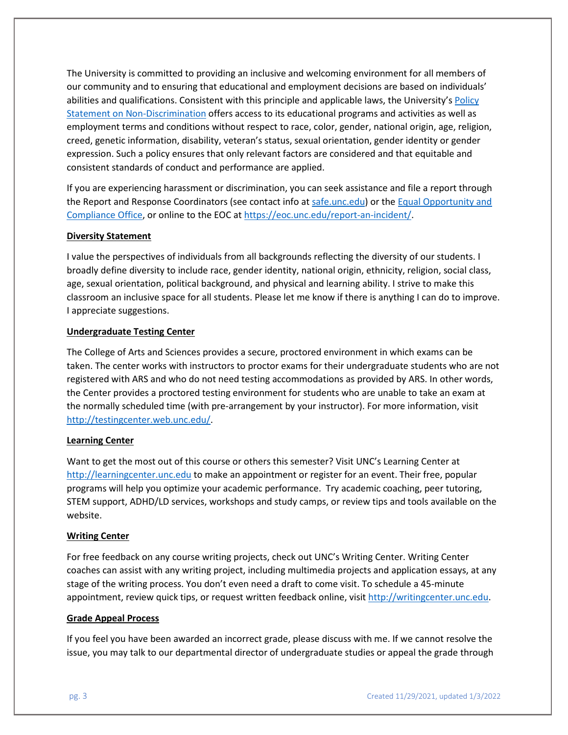The University is committed to providing an inclusive and welcoming environment for all members of our community and to ensuring that educational and employment decisions are based on individuals' abilities and qualifications. Consistent with this principle and applicable laws, the University's [Policy Statement on Non-Discrimination](#) offers access to its educational programs and activities as well as employment terms and conditions without respect to race, color, gender, national origin, age, religion, creed, genetic information, disability, veteran's status, sexual orientation, gender identity or gender expression. Such a policy ensures that only relevant factors are considered and that equitable and consistent standards of conduct and performance are applied.

If you are experiencing harassment or discrimination, you can seek assistance and file a report through the Report and Response Coordinators (see contact info at [safe.unc.edu](safe.unc.edu)) or the [Equal Opportunity and Compliance Office](#), or online to the EOC at [https://eoc.unc.edu/report-an-incident/](https://eoc.unc.edu/report-an-incident/).

**Diversity Statement**

I value the perspectives of individuals from all backgrounds reflecting the diversity of our students. I broadly define diversity to include race, gender identity, national origin, ethnicity, religion, social class, age, sexual orientation, political background, and physical and learning ability. I strive to make this classroom an inclusive space for all students. Please let me know if there is anything I can do to improve. I appreciate suggestions.

**Undergraduate Testing Center**

The College of Arts and Sciences provides a secure, proctored environment in which exams can be taken. The center works with instructors to proctor exams for their undergraduate students who are not registered with ARS and who do not need testing accommodations as provided by ARS. In other words, the Center provides a proctored testing environment for students who are unable to take an exam at the normally scheduled time (with pre-arrangement by your instructor). For more information, visit [http://testingcenter.web.unc.edu/](http://testingcenter.web.unc.edu/).

**Learning Center**

Want to get the most out of this course or others this semester? Visit UNC's Learning Center at [http://learningcenter.unc.edu](http://learningcenter.unc.edu) to make an appointment or register for an event. Their free, popular programs will help you optimize your academic performance. Try academic coaching, peer tutoring, STEM support, ADHD/LD services, workshops and study camps, or review tips and tools available on the website.

**Writing Center**

For free feedback on any course writing projects, check out UNC's Writing Center. Writing Center coaches can assist with any writing project, including multimedia projects and application essays, at any stage of the writing process. You don't even need a draft to come visit. To schedule a 45-minute appointment, review quick tips, or request written feedback online, visit [http://writingcenter.unc.edu](http://writingcenter.unc.edu).

**Grade Appeal Process**

If you feel you have been awarded an incorrect grade, please discuss with me. If we cannot resolve the issue, you may talk to our departmental director of undergraduate studies or appeal the grade through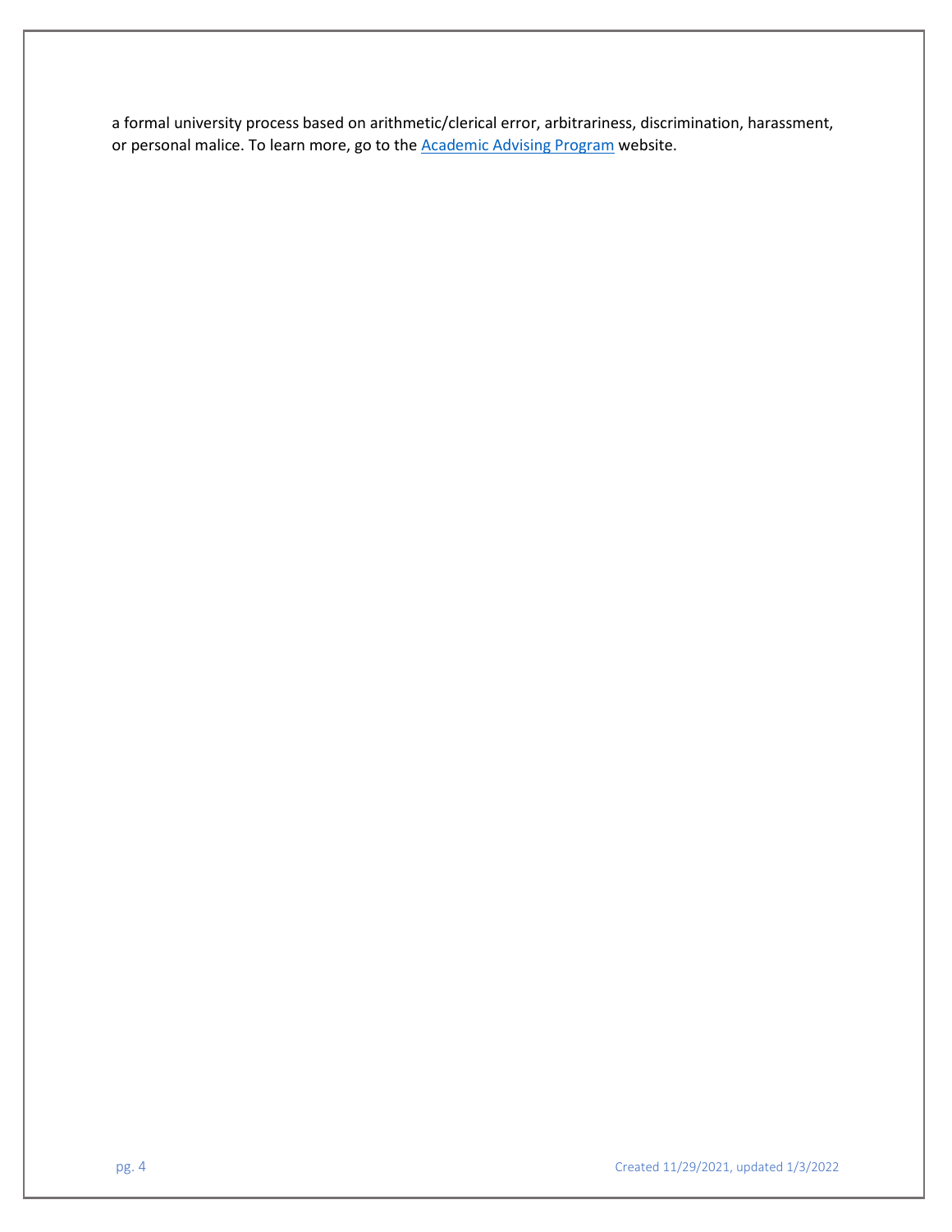a formal university process based on arithmetic/clerical error, arbitrariness, discrimination, harassment, or personal malice. To learn more, go to the Academic Advising Program website.